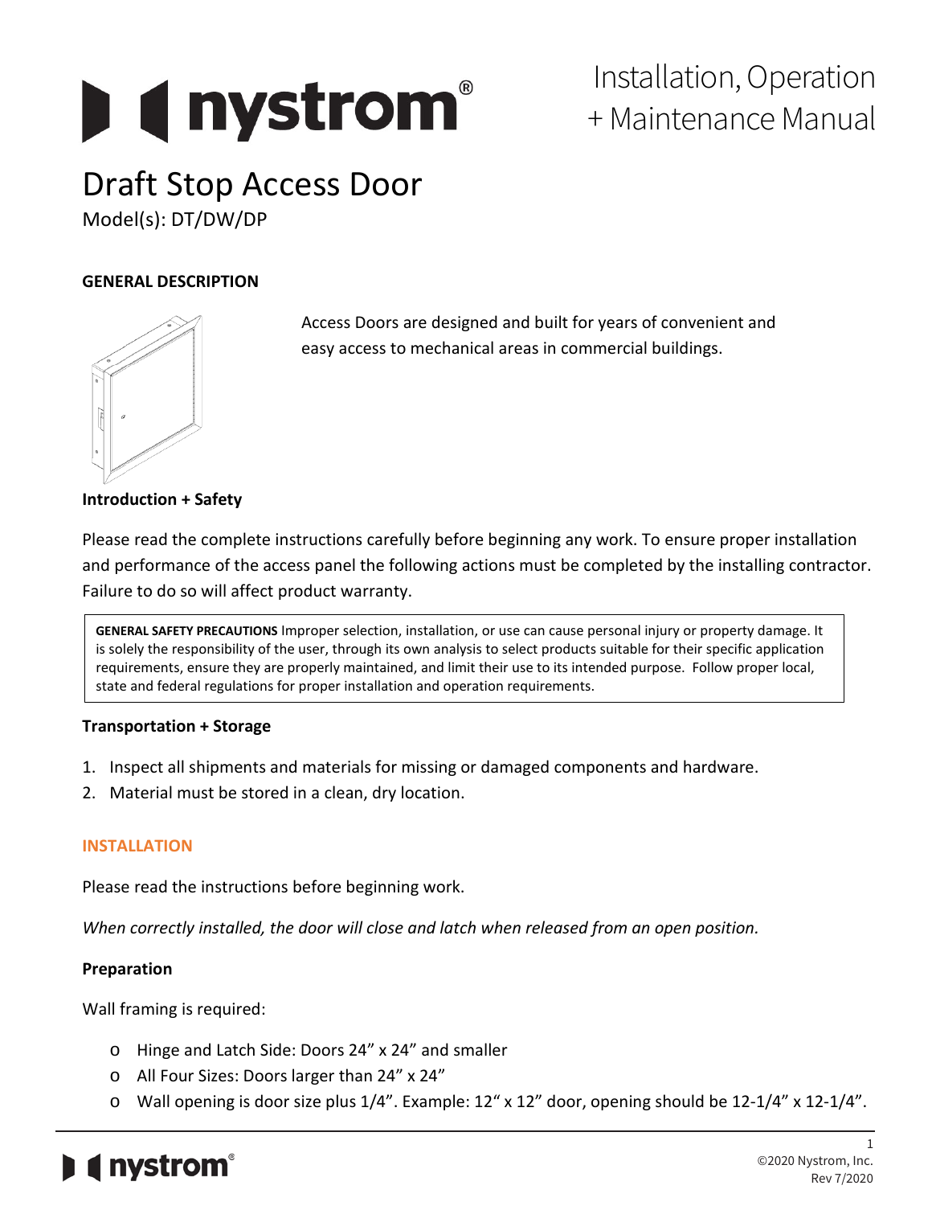# Installation, Operation + Maintenance Manual

# Draft Stop Access Door

Model(s): DT/DW/DP

## GENERAL DESCRIPTION

Access Doors are designed and built for years of convenient and easy access to mechanical areas in commercial buildings.

### Introduction + Safety

Please read the complete instructions carefully before beginning any work. To ensure proper installation and performance of the access panel the following actions must be completed by the installing contractor. Failure to do so will affect product warranty.

> **GENERAL SAFETY PRECAUTIONS** Improper selection, installation, or use can cause personal injury or property damage. It is solely the responsibility of the user, through its own analysis to select products suitable for their specific application requirements, ensure they are properly maintained, and limit their use to its intended purpose. Follow proper local, state and federal regulations for proper installation and operation requirements.

### Transportation + Storage

1. Inspect all shipments and materials for missing or damaged components and hardware.
2. Material must be stored in a clean, dry location.

## INSTALLATION

Please read the instructions before beginning work.

*When correctly installed, the door will close and latch when released from an open position.*

### Preparation

Wall framing is required:

- Hinge and Latch Side: Doors 24" x 24" and smaller
- All Four Sizes: Doors larger than 24" x 24"
- Wall opening is door size plus 1/4". Example: 12" x 12" door, opening should be 12-1/4" x 12-1/4".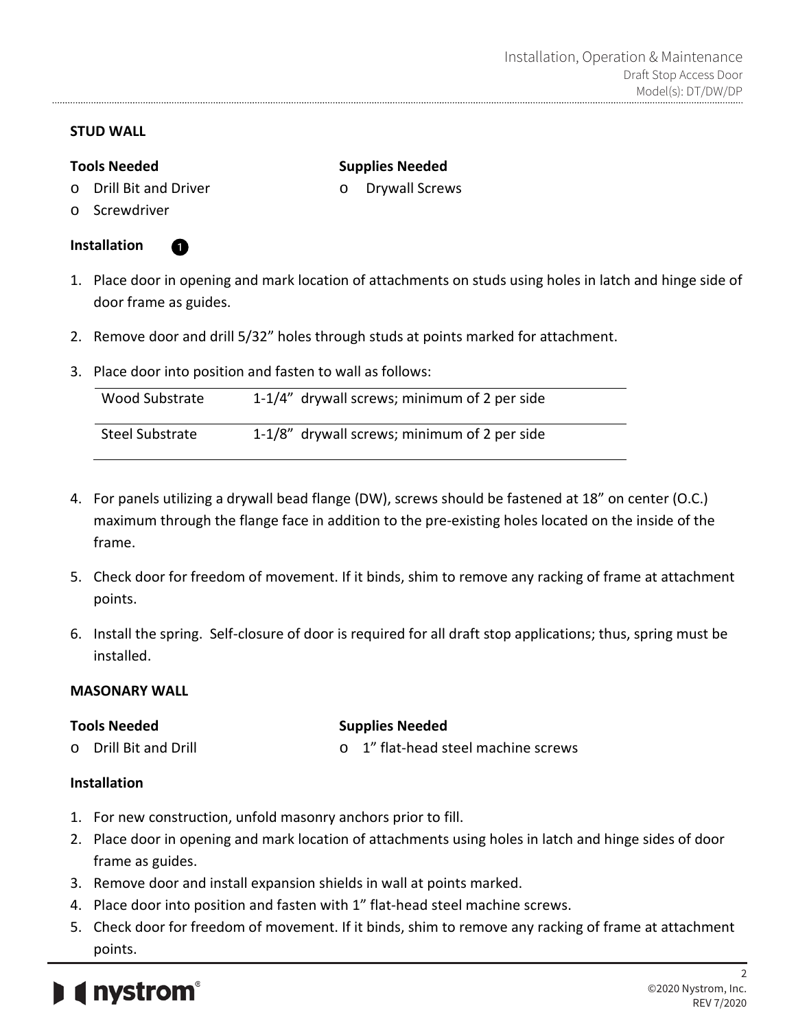## STUD WALL

**Tools Needed**

- Drill Bit and Driver
- Screwdriver

**Supplies Needed**

- Drywall Screws

**Installation** ❶

1. Place door in opening and mark location of attachments on studs using holes in latch and hinge side of door frame as guides.

2. Remove door and drill 5/32" holes through studs at points marked for attachment.

3. Place door into position and fasten to wall as follows:

| Wood Substrate | 1-1/4" drywall screws; minimum of 2 per side |
|---|---|
| Steel Substrate | 1-1/8" drywall screws; minimum of 2 per side |

4. For panels utilizing a drywall bead flange (DW), screws should be fastened at 18" on center (O.C.) maximum through the flange face in addition to the pre-existing holes located on the inside of the frame.

5. Check door for freedom of movement. If it binds, shim to remove any racking of frame at attachment points.

6. Install the spring. Self-closure of door is required for all draft stop applications; thus, spring must be installed.

## MASONARY WALL

**Tools Needed**

- Drill Bit and Drill

**Supplies Needed**

- 1" flat-head steel machine screws

**Installation**

1. For new construction, unfold masonry anchors prior to fill.
2. Place door in opening and mark location of attachments using holes in latch and hinge sides of door frame as guides.
3. Remove door and install expansion shields in wall at points marked.
4. Place door into position and fasten with 1" flat-head steel machine screws.
5. Check door for freedom of movement. If it binds, shim to remove any racking of frame at attachment points.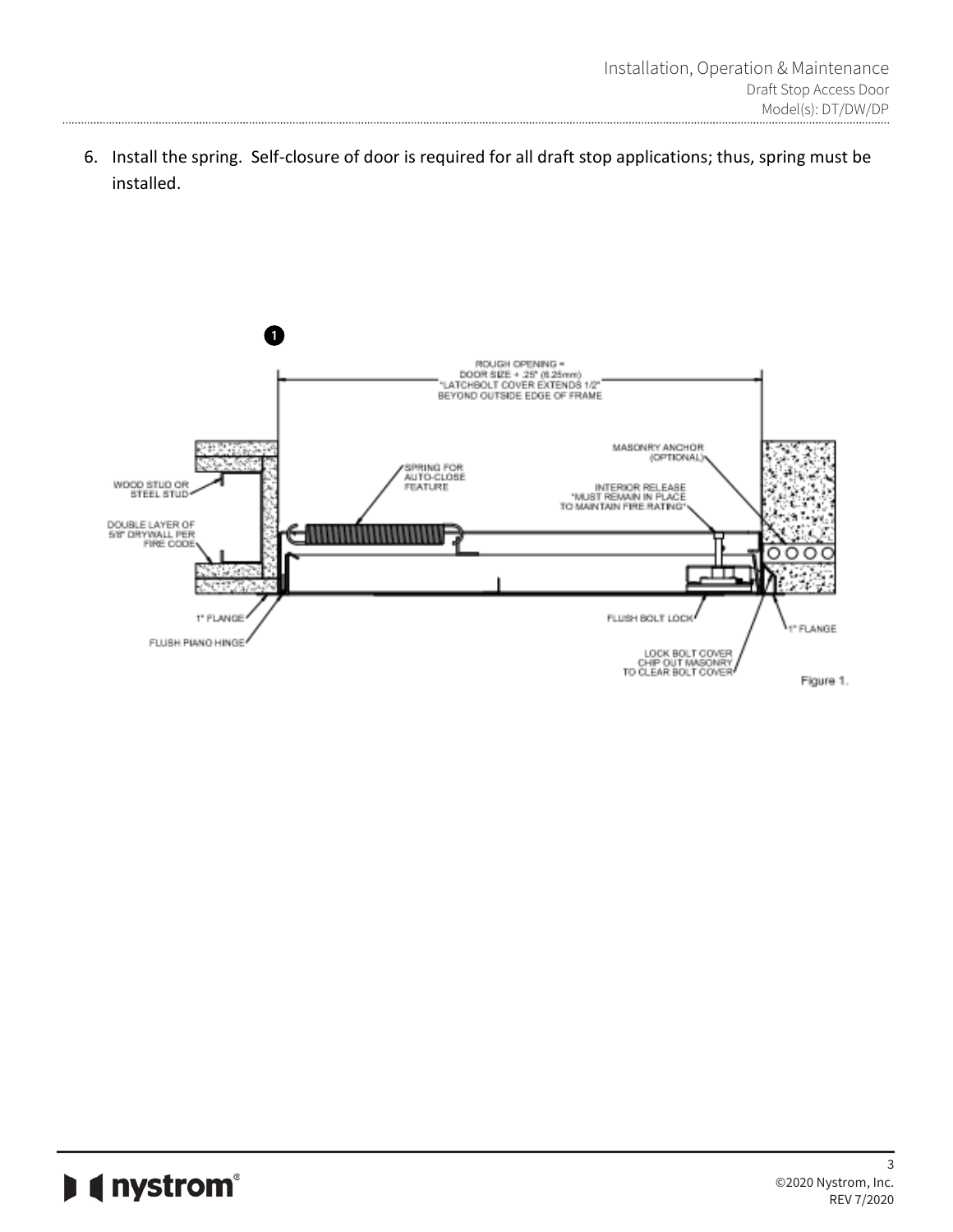6. Install the spring. Self-closure of door is required for all draft stop applications; thus, spring must be installed.

Figure 1.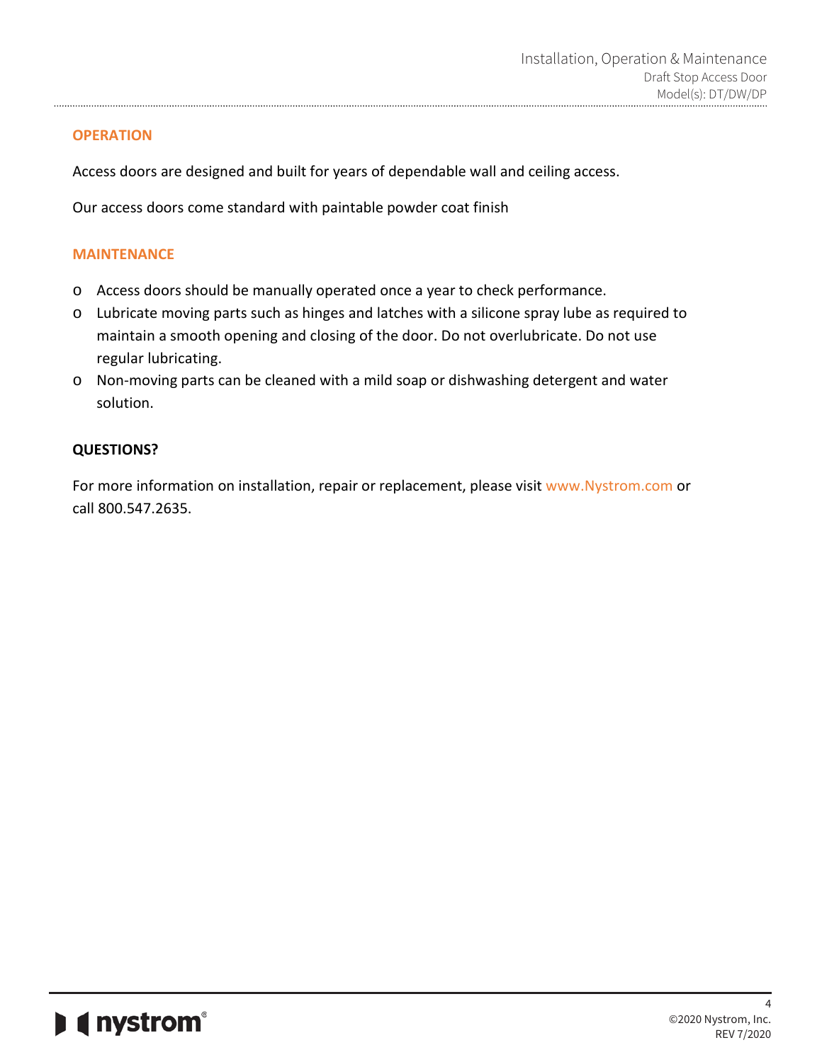## OPERATION

Access doors are designed and built for years of dependable wall and ceiling access.

Our access doors come standard with paintable powder coat finish

## MAINTENANCE

- Access doors should be manually operated once a year to check performance.
- Lubricate moving parts such as hinges and latches with a silicone spray lube as required to maintain a smooth opening and closing of the door. Do not overlubricate. Do not use regular lubricating.
- Non-moving parts can be cleaned with a mild soap or dishwashing detergent and water solution.

**QUESTIONS?**

For more information on installation, repair or replacement, please visit www.Nystrom.com or call 800.547.2635.